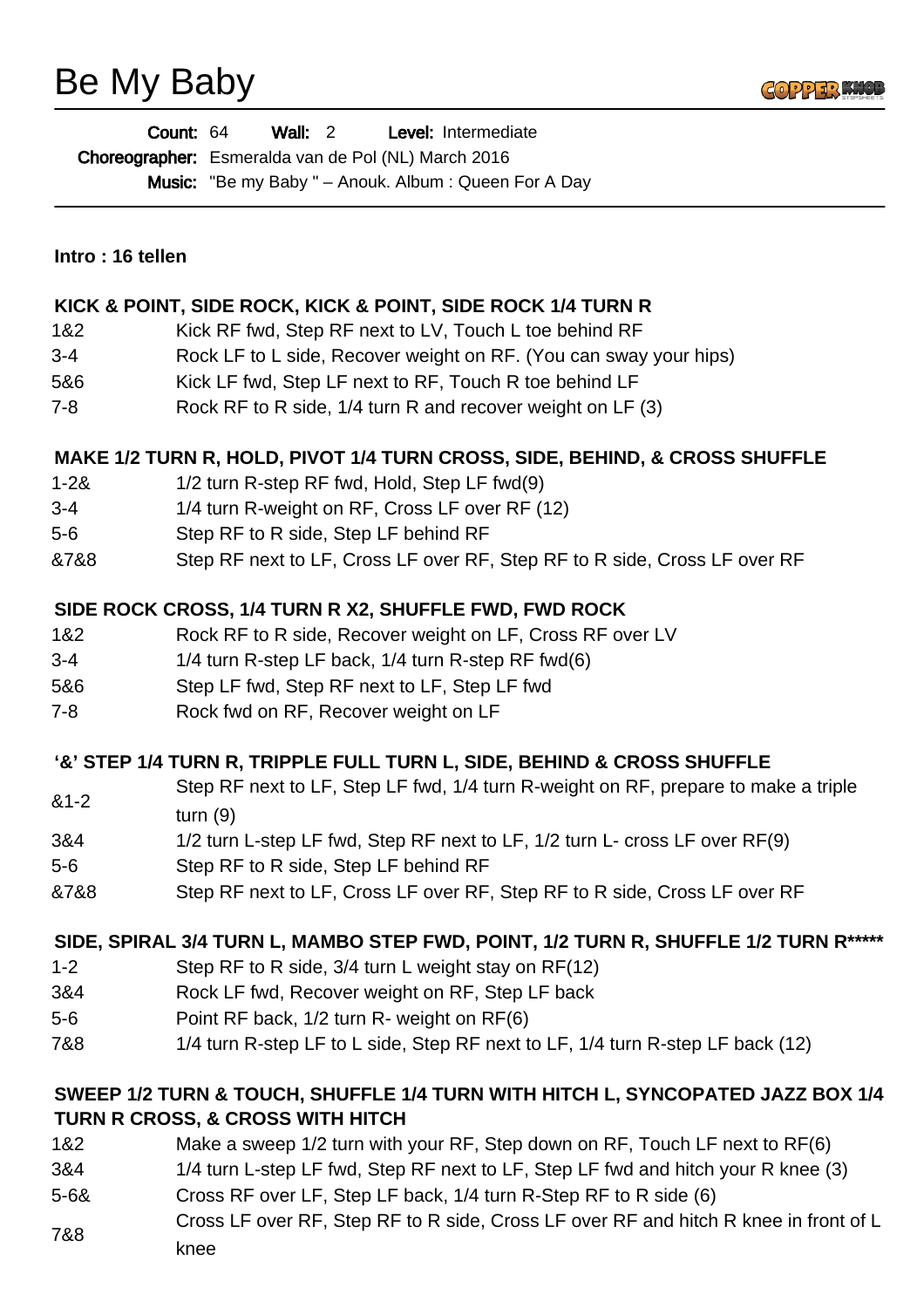# Be My Baby

**Count:** 64 **Wall:** 2 **Level:** Intermediate

**Choreographer:** Esmeralda van de Pol (NL) March 2016

**Music:** "Be my Baby " – Anouk. Album : Queen For A Day

**Intro : 16 tellen**

**KICK & POINT, SIDE ROCK, KICK & POINT, SIDE ROCK 1/4 TURN R**

| | |
|---|---|
| 1&2 | Kick RF fwd, Step RF next to LV, Touch L toe behind RF |
| 3-4 | Rock LF to L side, Recover weight on RF. (You can sway your hips) |
| 5&6 | Kick LF fwd, Step LF next to RF, Touch R toe behind LF |
| 7-8 | Rock RF to R side, 1/4 turn R and recover weight on LF (3) |

**MAKE 1/2 TURN R, HOLD, PIVOT 1/4 TURN CROSS, SIDE, BEHIND, & CROSS SHUFFLE**

| | |
|---|---|
| 1-2& | 1/2 turn R-step RF fwd, Hold, Step LF fwd(9) |
| 3-4 | 1/4 turn R-weight on RF, Cross LF over RF (12) |
| 5-6 | Step RF to R side, Step LF behind RF |
| &7&8 | Step RF next to LF, Cross LF over RF, Step RF to R side, Cross LF over RF |

**SIDE ROCK CROSS, 1/4 TURN R X2, SHUFFLE FWD, FWD ROCK**

| | |
|---|---|
| 1&2 | Rock RF to R side, Recover weight on LF, Cross RF over LV |
| 3-4 | 1/4 turn R-step LF back, 1/4 turn R-step RF fwd(6) |
| 5&6 | Step LF fwd, Step RF next to LF, Step LF fwd |
| 7-8 | Rock fwd on RF, Recover weight on LF |

**'&' STEP 1/4 TURN R, TRIPPLE FULL TURN L, SIDE, BEHIND & CROSS SHUFFLE**

| | |
|---|---|
| &1-2 | Step RF next to LF, Step LF fwd, 1/4 turn R-weight on RF, prepare to make a triple turn (9) |
| 3&4 | 1/2 turn L-step LF fwd, Step RF next to LF, 1/2 turn L- cross LF over RF(9) |
| 5-6 | Step RF to R side, Step LF behind RF |
| &7&8 | Step RF next to LF, Cross LF over RF, Step RF to R side, Cross LF over RF |

**SIDE, SPIRAL 3/4 TURN L, MAMBO STEP FWD, POINT, 1/2 TURN R, SHUFFLE 1/2 TURN R*****

| | |
|---|---|
| 1-2 | Step RF to R side, 3/4 turn L weight stay on RF(12) |
| 3&4 | Rock LF fwd, Recover weight on RF, Step LF back |
| 5-6 | Point RF back, 1/2 turn R- weight on RF(6) |
| 7&8 | 1/4 turn R-step LF to L side, Step RF next to LF, 1/4 turn R-step LF back (12) |

**SWEEP 1/2 TURN & TOUCH, SHUFFLE 1/4 TURN WITH HITCH L, SYNCOPATED JAZZ BOX 1/4 TURN R CROSS, & CROSS WITH HITCH**

| | |
|---|---|
| 1&2 | Make a sweep 1/2 turn with your RF, Step down on RF, Touch LF next to RF(6) |
| 3&4 | 1/4 turn L-step LF fwd, Step RF next to LF, Step LF fwd and hitch your R knee (3) |
| 5-6& | Cross RF over LF, Step LF back, 1/4 turn R-Step RF to R side (6) |
| 7&8 | Cross LF over RF, Step RF to R side, Cross LF over RF and hitch R knee in front of L knee |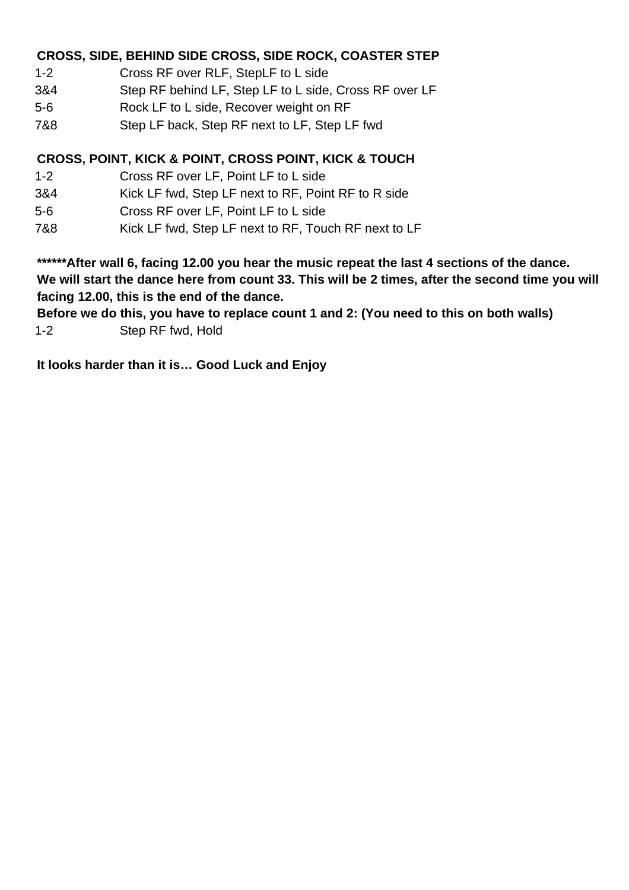**CROSS, SIDE, BEHIND SIDE CROSS, SIDE ROCK, COASTER STEP**

| | |
|---|---|
| 1-2 | Cross RF over RLF, StepLF to L side |
| 3&4 | Step RF behind LF, Step LF to L side, Cross RF over LF |
| 5-6 | Rock LF to L side, Recover weight on RF |
| 7&8 | Step LF back, Step RF next to LF, Step LF fwd |

**CROSS, POINT, KICK & POINT, CROSS POINT, KICK & TOUCH**

| | |
|---|---|
| 1-2 | Cross RF over LF, Point LF to L side |
| 3&4 | Kick LF fwd, Step LF next to RF, Point RF to R side |
| 5-6 | Cross RF over LF, Point LF to L side |
| 7&8 | Kick LF fwd, Step LF next to RF, Touch RF next to LF |

********After wall 6, facing 12.00 you hear the music repeat the last 4 sections of the dance.**
**We will start the dance here from count 33. This will be 2 times, after the second time you will facing 12.00, this is the end of the dance.**
**Before we do this, you have to replace count 1 and 2: (You need to this on both walls)**

| | |
|---|---|
| 1-2 | Step RF fwd, Hold |

**It looks harder than it is… Good Luck and Enjoy**